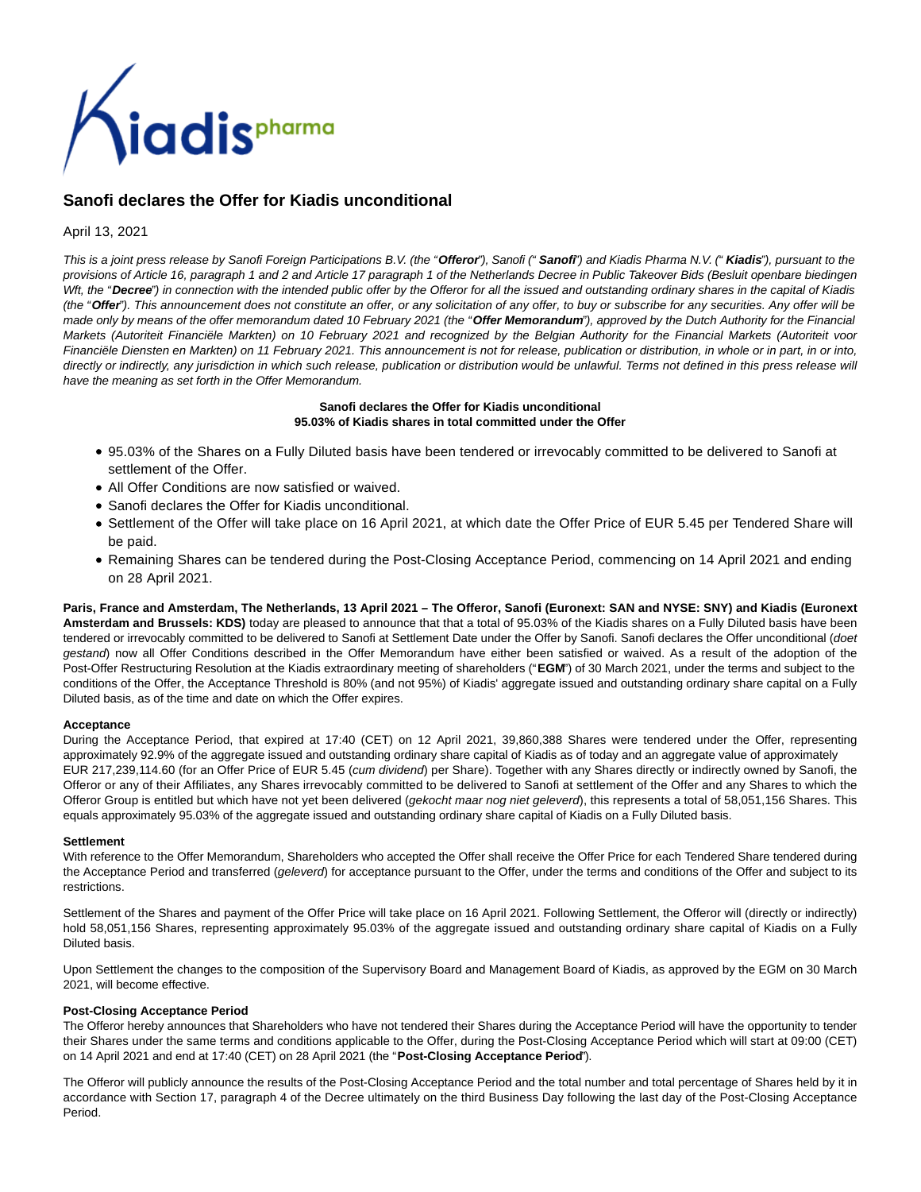# Sanofi declares the Offer for Kiadis unconditional

April 13, 2021

*This is a joint press release by Sanofi Foreign Participations B.V. (the "**Offeror**"), Sanofi (" **Sanofi**") and Kiadis Pharma N.V. (" **Kiadis**"), pursuant to the provisions of Article 16, paragraph 1 and 2 and Article 17 paragraph 1 of the Netherlands Decree in Public Takeover Bids (Besluit openbare biedingen Wft, the "**Decree**") in connection with the intended public offer by the Offeror for all the issued and outstanding ordinary shares in the capital of Kiadis (the "**Offer**"). This announcement does not constitute an offer, or any solicitation of any offer, to buy or subscribe for any securities. Any offer will be made only by means of the offer memorandum dated 10 February 2021 (the "**Offer Memorandum**"), approved by the Dutch Authority for the Financial Markets (Autoriteit Financiële Markten) on 10 February 2021 and recognized by the Belgian Authority for the Financial Markets (Autoriteit voor Financiële Diensten en Markten) on 11 February 2021. This announcement is not for release, publication or distribution, in whole or in part, in or into, directly or indirectly, any jurisdiction in which such release, publication or distribution would be unlawful. Terms not defined in this press release will have the meaning as set forth in the Offer Memorandum.*

**Sanofi declares the Offer for Kiadis unconditional**
**95.03% of Kiadis shares in total committed under the Offer**

- 95.03% of the Shares on a Fully Diluted basis have been tendered or irrevocably committed to be delivered to Sanofi at settlement of the Offer.
- All Offer Conditions are now satisfied or waived.
- Sanofi declares the Offer for Kiadis unconditional.
- Settlement of the Offer will take place on 16 April 2021, at which date the Offer Price of EUR 5.45 per Tendered Share will be paid.
- Remaining Shares can be tendered during the Post-Closing Acceptance Period, commencing on 14 April 2021 and ending on 28 April 2021.

**Paris, France and Amsterdam, The Netherlands, 13 April 2021 – The Offeror, Sanofi (Euronext: SAN and NYSE: SNY) and Kiadis (Euronext Amsterdam and Brussels: KDS)** today are pleased to announce that that a total of 95.03% of the Kiadis shares on a Fully Diluted basis have been tendered or irrevocably committed to be delivered to Sanofi at Settlement Date under the Offer by Sanofi. Sanofi declares the Offer unconditional (*doet gestand*) now all Offer Conditions described in the Offer Memorandum have either been satisfied or waived. As a result of the adoption of the Post-Offer Restructuring Resolution at the Kiadis extraordinary meeting of shareholders ("**EGM**") of 30 March 2021, under the terms and subject to the conditions of the Offer, the Acceptance Threshold is 80% (and not 95%) of Kiadis' aggregate issued and outstanding ordinary share capital on a Fully Diluted basis, as of the time and date on which the Offer expires.

**Acceptance**

During the Acceptance Period, that expired at 17:40 (CET) on 12 April 2021, 39,860,388 Shares were tendered under the Offer, representing approximately 92.9% of the aggregate issued and outstanding ordinary share capital of Kiadis as of today and an aggregate value of approximately EUR 217,239,114.60 (for an Offer Price of EUR 5.45 (*cum dividend*) per Share). Together with any Shares directly or indirectly owned by Sanofi, the Offeror or any of their Affiliates, any Shares irrevocably committed to be delivered to Sanofi at settlement of the Offer and any Shares to which the Offeror Group is entitled but which have not yet been delivered (*gekocht maar nog niet geleverd*), this represents a total of 58,051,156 Shares. This equals approximately 95.03% of the aggregate issued and outstanding ordinary share capital of Kiadis on a Fully Diluted basis.

**Settlement**

With reference to the Offer Memorandum, Shareholders who accepted the Offer shall receive the Offer Price for each Tendered Share tendered during the Acceptance Period and transferred (*geleverd*) for acceptance pursuant to the Offer, under the terms and conditions of the Offer and subject to its restrictions.

Settlement of the Shares and payment of the Offer Price will take place on 16 April 2021. Following Settlement, the Offeror will (directly or indirectly) hold 58,051,156 Shares, representing approximately 95.03% of the aggregate issued and outstanding ordinary share capital of Kiadis on a Fully Diluted basis.

Upon Settlement the changes to the composition of the Supervisory Board and Management Board of Kiadis, as approved by the EGM on 30 March 2021, will become effective.

**Post-Closing Acceptance Period**

The Offeror hereby announces that Shareholders who have not tendered their Shares during the Acceptance Period will have the opportunity to tender their Shares under the same terms and conditions applicable to the Offer, during the Post-Closing Acceptance Period which will start at 09:00 (CET) on 14 April 2021 and end at 17:40 (CET) on 28 April 2021 (the "**Post-Closing Acceptance Period**").

The Offeror will publicly announce the results of the Post-Closing Acceptance Period and the total number and total percentage of Shares held by it in accordance with Section 17, paragraph 4 of the Decree ultimately on the third Business Day following the last day of the Post-Closing Acceptance Period.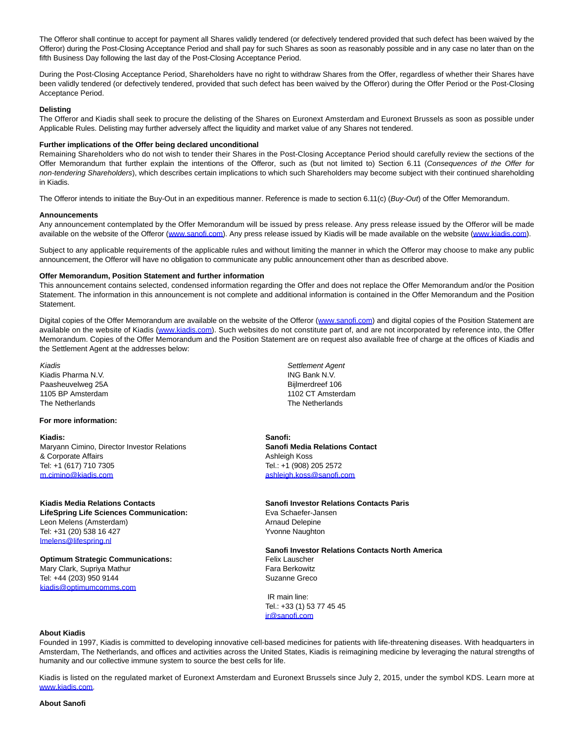The Offeror shall continue to accept for payment all Shares validly tendered (or defectively tendered provided that such defect has been waived by the Offeror) during the Post-Closing Acceptance Period and shall pay for such Shares as soon as reasonably possible and in any case no later than on the fifth Business Day following the last day of the Post-Closing Acceptance Period.

During the Post-Closing Acceptance Period, Shareholders have no right to withdraw Shares from the Offer, regardless of whether their Shares have been validly tendered (or defectively tendered, provided that such defect has been waived by the Offeror) during the Offer Period or the Post-Closing Acceptance Period.

**Delisting**

The Offeror and Kiadis shall seek to procure the delisting of the Shares on Euronext Amsterdam and Euronext Brussels as soon as possible under Applicable Rules. Delisting may further adversely affect the liquidity and market value of any Shares not tendered.

**Further implications of the Offer being declared unconditional**

Remaining Shareholders who do not wish to tender their Shares in the Post-Closing Acceptance Period should carefully review the sections of the Offer Memorandum that further explain the intentions of the Offeror, such as (but not limited to) Section 6.11 (*Consequences of the Offer for non-tendering Shareholders*), which describes certain implications to which such Shareholders may become subject with their continued shareholding in Kiadis.

The Offeror intends to initiate the Buy-Out in an expeditious manner. Reference is made to section 6.11(c) (*Buy-Out*) of the Offer Memorandum.

**Announcements**

Any announcement contemplated by the Offer Memorandum will be issued by press release. Any press release issued by the Offeror will be made available on the website of the Offeror (www.sanofi.com). Any press release issued by Kiadis will be made available on the website (www.kiadis.com).

Subject to any applicable requirements of the applicable rules and without limiting the manner in which the Offeror may choose to make any public announcement, the Offeror will have no obligation to communicate any public announcement other than as described above.

**Offer Memorandum, Position Statement and further information**

This announcement contains selected, condensed information regarding the Offer and does not replace the Offer Memorandum and/or the Position Statement. The information in this announcement is not complete and additional information is contained in the Offer Memorandum and the Position Statement.

Digital copies of the Offer Memorandum are available on the website of the Offeror (www.sanofi.com) and digital copies of the Position Statement are available on the website of Kiadis (www.kiadis.com). Such websites do not constitute part of, and are not incorporated by reference into, the Offer Memorandum. Copies of the Offer Memorandum and the Position Statement are on request also available free of charge at the offices of Kiadis and the Settlement Agent at the addresses below:

*Kiadis*
Kiadis Pharma N.V.
Paasheuvelweg 25A
1105 BP Amsterdam
The Netherlands

*Settlement Agent*
ING Bank N.V.
Bijlmerdreef 106
1102 CT Amsterdam
The Netherlands

**For more information:**

**Kiadis:**
Maryann Cimino, Director Investor Relations & Corporate Affairs
Tel: +1 (617) 710 7305
m.cimino@kiadis.com

**Kiadis Media Relations Contacts**
**LifeSpring Life Sciences Communication:**
Leon Melens (Amsterdam)
Tel: +31 (20) 538 16 427
lmelens@lifespring.nl

**Optimum Strategic Communications:**
Mary Clark, Supriya Mathur
Tel: +44 (203) 950 9144
kiadis@optimumcomms.com

**Sanofi:**
**Sanofi Media Relations Contact**
Ashleigh Koss
Tel.: +1 (908) 205 2572
ashleigh.koss@sanofi.com

**Sanofi Investor Relations Contacts Paris**
Eva Schaefer-Jansen
Arnaud Delepine
Yvonne Naughton

**Sanofi Investor Relations Contacts North America**
Felix Lauscher
Fara Berkowitz
Suzanne Greco

IR main line:
Tel.: +33 (1) 53 77 45 45
ir@sanofi.com

**About Kiadis**

Founded in 1997, Kiadis is committed to developing innovative cell-based medicines for patients with life-threatening diseases. With headquarters in Amsterdam, The Netherlands, and offices and activities across the United States, Kiadis is reimagining medicine by leveraging the natural strengths of humanity and our collective immune system to source the best cells for life.

Kiadis is listed on the regulated market of Euronext Amsterdam and Euronext Brussels since July 2, 2015, under the symbol KDS. Learn more at www.kiadis.com.

**About Sanofi**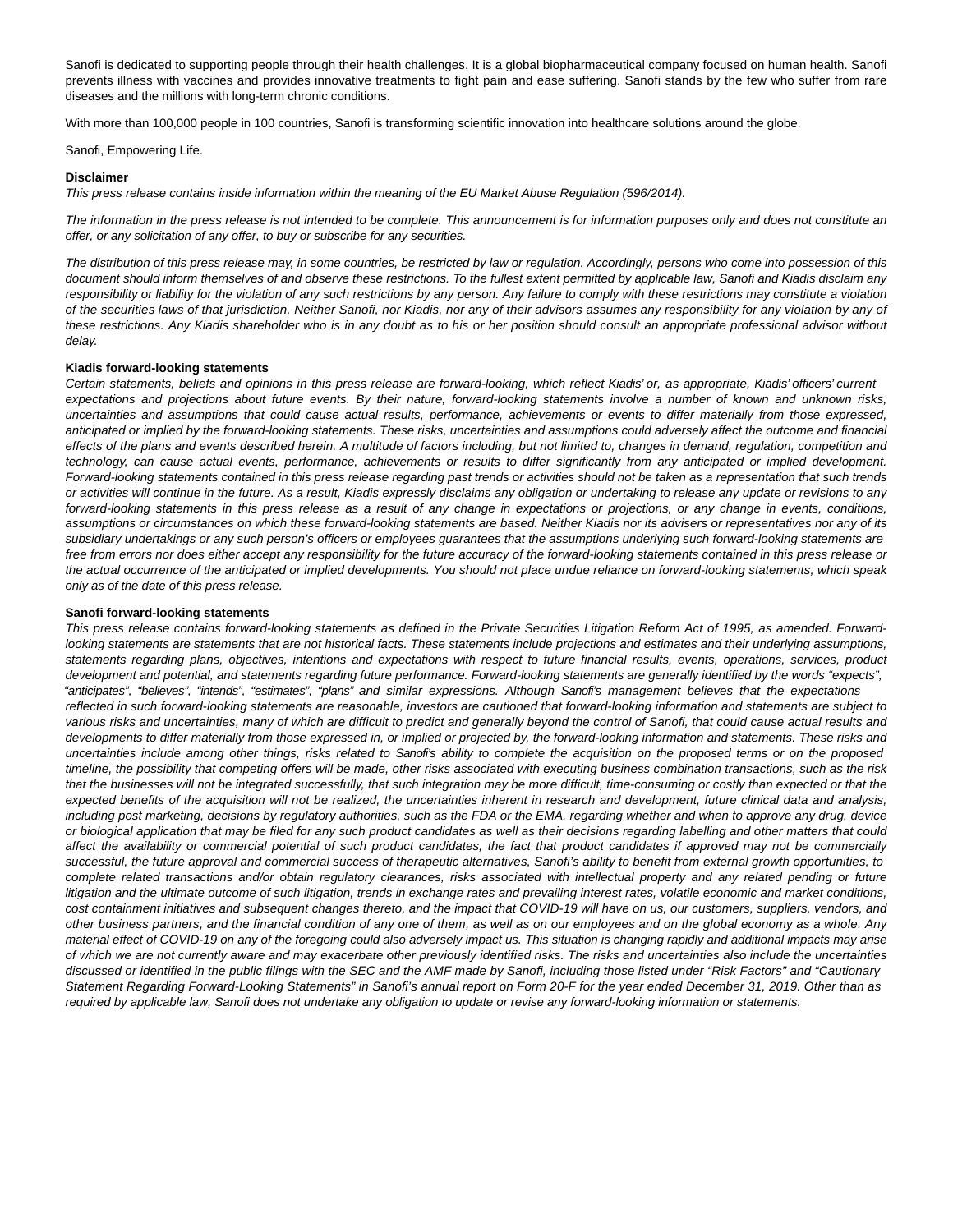Sanofi is dedicated to supporting people through their health challenges. It is a global biopharmaceutical company focused on human health. Sanofi prevents illness with vaccines and provides innovative treatments to fight pain and ease suffering. Sanofi stands by the few who suffer from rare diseases and the millions with long-term chronic conditions.

With more than 100,000 people in 100 countries, Sanofi is transforming scientific innovation into healthcare solutions around the globe.

Sanofi, Empowering Life.

**Disclaimer**

*This press release contains inside information within the meaning of the EU Market Abuse Regulation (596/2014).*

*The information in the press release is not intended to be complete. This announcement is for information purposes only and does not constitute an offer, or any solicitation of any offer, to buy or subscribe for any securities.*

*The distribution of this press release may, in some countries, be restricted by law or regulation. Accordingly, persons who come into possession of this document should inform themselves of and observe these restrictions. To the fullest extent permitted by applicable law, Sanofi and Kiadis disclaim any responsibility or liability for the violation of any such restrictions by any person. Any failure to comply with these restrictions may constitute a violation of the securities laws of that jurisdiction. Neither Sanofi, nor Kiadis, nor any of their advisors assumes any responsibility for any violation by any of these restrictions. Any Kiadis shareholder who is in any doubt as to his or her position should consult an appropriate professional advisor without delay.*

**Kiadis forward-looking statements**

*Certain statements, beliefs and opinions in this press release are forward-looking, which reflect Kiadis' or, as appropriate, Kiadis' officers' current expectations and projections about future events. By their nature, forward-looking statements involve a number of known and unknown risks, uncertainties and assumptions that could cause actual results, performance, achievements or events to differ materially from those expressed, anticipated or implied by the forward-looking statements. These risks, uncertainties and assumptions could adversely affect the outcome and financial effects of the plans and events described herein. A multitude of factors including, but not limited to, changes in demand, regulation, competition and technology, can cause actual events, performance, achievements or results to differ significantly from any anticipated or implied development. Forward-looking statements contained in this press release regarding past trends or activities should not be taken as a representation that such trends or activities will continue in the future. As a result, Kiadis expressly disclaims any obligation or undertaking to release any update or revisions to any forward-looking statements in this press release as a result of any change in expectations or projections, or any change in events, conditions, assumptions or circumstances on which these forward-looking statements are based. Neither Kiadis nor its advisers or representatives nor any of its subsidiary undertakings or any such person's officers or employees guarantees that the assumptions underlying such forward-looking statements are free from errors nor does either accept any responsibility for the future accuracy of the forward-looking statements contained in this press release or the actual occurrence of the anticipated or implied developments. You should not place undue reliance on forward-looking statements, which speak only as of the date of this press release.*

**Sanofi forward-looking statements**

*This press release contains forward-looking statements as defined in the Private Securities Litigation Reform Act of 1995, as amended. Forward-looking statements are statements that are not historical facts. These statements include projections and estimates and their underlying assumptions, statements regarding plans, objectives, intentions and expectations with respect to future financial results, events, operations, services, product development and potential, and statements regarding future performance. Forward-looking statements are generally identified by the words "expects", "anticipates", "believes", "intends", "estimates", "plans" and similar expressions. Although Sanofi's management believes that the expectations reflected in such forward-looking statements are reasonable, investors are cautioned that forward-looking information and statements are subject to various risks and uncertainties, many of which are difficult to predict and generally beyond the control of Sanofi, that could cause actual results and developments to differ materially from those expressed in, or implied or projected by, the forward-looking information and statements. These risks and uncertainties include among other things, risks related to Sanofi's ability to complete the acquisition on the proposed terms or on the proposed timeline, the possibility that competing offers will be made, other risks associated with executing business combination transactions, such as the risk that the businesses will not be integrated successfully, that such integration may be more difficult, time-consuming or costly than expected or that the expected benefits of the acquisition will not be realized, the uncertainties inherent in research and development, future clinical data and analysis, including post marketing, decisions by regulatory authorities, such as the FDA or the EMA, regarding whether and when to approve any drug, device or biological application that may be filed for any such product candidates as well as their decisions regarding labelling and other matters that could affect the availability or commercial potential of such product candidates, the fact that product candidates if approved may not be commercially successful, the future approval and commercial success of therapeutic alternatives, Sanofi's ability to benefit from external growth opportunities, to complete related transactions and/or obtain regulatory clearances, risks associated with intellectual property and any related pending or future litigation and the ultimate outcome of such litigation, trends in exchange rates and prevailing interest rates, volatile economic and market conditions, cost containment initiatives and subsequent changes thereto, and the impact that COVID-19 will have on us, our customers, suppliers, vendors, and other business partners, and the financial condition of any one of them, as well as on our employees and on the global economy as a whole. Any material effect of COVID-19 on any of the foregoing could also adversely impact us. This situation is changing rapidly and additional impacts may arise of which we are not currently aware and may exacerbate other previously identified risks. The risks and uncertainties also include the uncertainties discussed or identified in the public filings with the SEC and the AMF made by Sanofi, including those listed under "Risk Factors" and "Cautionary Statement Regarding Forward-Looking Statements" in Sanofi's annual report on Form 20-F for the year ended December 31, 2019. Other than as required by applicable law, Sanofi does not undertake any obligation to update or revise any forward-looking information or statements.*